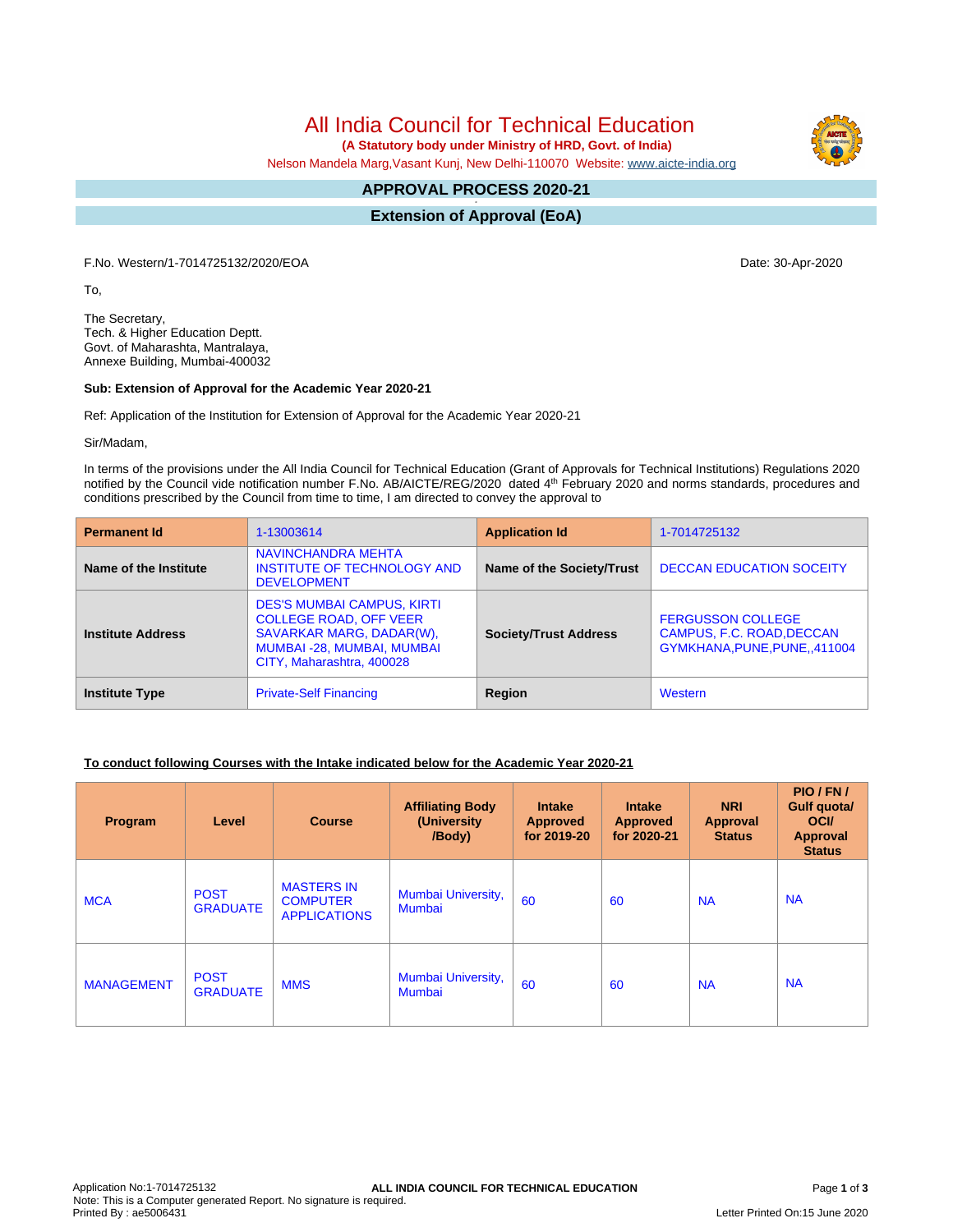# All India Council for Technical Education

**(A Statutory body under Ministry of HRD, Govt. of India)**

Nelson Mandela Marg,Vasant Kunj, New Delhi-110070 Website: www.aicte-india.org

## APPROVAL PROCESS 2020-21

## Extension of Approval (EoA)

F.No. Western/1-7014725132/2020/EOA

Date: 30-Apr-2020

To,

The Secretary,
Tech. & Higher Education Deptt.
Govt. of Maharashta, Mantralaya,
Annexe Building, Mumbai-400032

**Sub: Extension of Approval for the Academic Year 2020-21**

Ref: Application of the Institution for Extension of Approval for the Academic Year 2020-21

Sir/Madam,

In terms of the provisions under the All India Council for Technical Education (Grant of Approvals for Technical Institutions) Regulations 2020 notified by the Council vide notification number F.No. AB/AICTE/REG/2020 dated 4th February 2020 and norms standards, procedures and conditions prescribed by the Council from time to time, I am directed to convey the approval to

| | | | |
|---|---|---|---|
| **Permanent Id** | 1-13003614 | **Application Id** | 1-7014725132 |
| **Name of the Institute** | NAVINCHANDRA MEHTA INSTITUTE OF TECHNOLOGY AND DEVELOPMENT | **Name of the Society/Trust** | DECCAN EDUCATION SOCEITY |
| **Institute Address** | DES'S MUMBAI CAMPUS, KIRTI COLLEGE ROAD, OFF VEER SAVARKAR MARG, DADAR(W), MUMBAI -28, MUMBAI, MUMBAI CITY, Maharashtra, 400028 | **Society/Trust Address** | FERGUSSON COLLEGE CAMPUS, F.C. ROAD,DECCAN GYMKHANA,PUNE,PUNE,,411004 |
| **Institute Type** | Private-Self Financing | **Region** | Western |

**To conduct following Courses with the Intake indicated below for the Academic Year 2020-21**

| Program | Level | Course | Affiliating Body (University /Body) | Intake Approved for 2019-20 | Intake Approved for 2020-21 | NRI Approval Status | PIO / FN / Gulf quota/ OCI/ Approval Status |
|---|---|---|---|---|---|---|---|
| MCA | POST GRADUATE | MASTERS IN COMPUTER APPLICATIONS | Mumbai University, Mumbai | 60 | 60 | NA | NA |
| MANAGEMENT | POST GRADUATE | MMS | Mumbai University, Mumbai | 60 | 60 | NA | NA |

Application No:1-7014725132
Note: This is a Computer generated Report. No signature is required.
Printed By : ae5006431
Letter Printed On:15 June 2020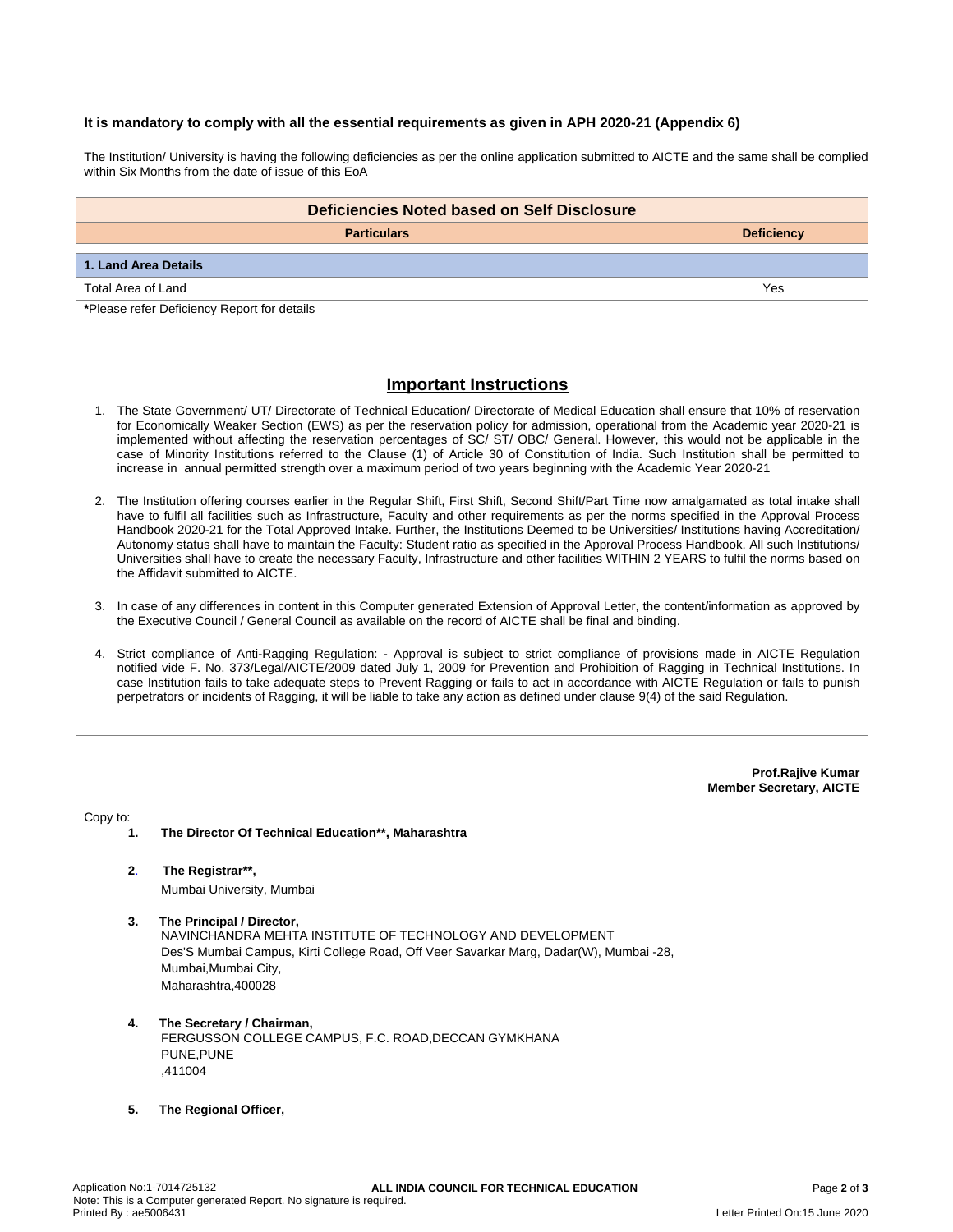**It is mandatory to comply with all the essential requirements as given in APH 2020-21 (Appendix 6)**

The Institution/ University is having the following deficiencies as per the online application submitted to AICTE and the same shall be complied within Six Months from the date of issue of this EoA

| Deficiencies Noted based on Self Disclosure | |
|---|---|
| **Particulars** | **Deficiency** |
| **1. Land Area Details** | |
| Total Area of Land | Yes |

***Please refer Deficiency Report for details**

## Important Instructions

1. The State Government/ UT/ Directorate of Technical Education/ Directorate of Medical Education shall ensure that 10% of reservation for Economically Weaker Section (EWS) as per the reservation policy for admission, operational from the Academic year 2020-21 is implemented without affecting the reservation percentages of SC/ ST/ OBC/ General. However, this would not be applicable in the case of Minority Institutions referred to the Clause (1) of Article 30 of Constitution of India. Such Institution shall be permitted to increase in annual permitted strength over a maximum period of two years beginning with the Academic Year 2020-21

2. The Institution offering courses earlier in the Regular Shift, First Shift, Second Shift/Part Time now amalgamated as total intake shall have to fulfil all facilities such as Infrastructure, Faculty and other requirements as per the norms specified in the Approval Process Handbook 2020-21 for the Total Approved Intake. Further, the Institutions Deemed to be Universities/ Institutions having Accreditation/ Autonomy status shall have to maintain the Faculty: Student ratio as specified in the Approval Process Handbook. All such Institutions/ Universities shall have to create the necessary Faculty, Infrastructure and other facilities WITHIN 2 YEARS to fulfil the norms based on the Affidavit submitted to AICTE.

3. In case of any differences in content in this Computer generated Extension of Approval Letter, the content/information as approved by the Executive Council / General Council as available on the record of AICTE shall be final and binding.

4. Strict compliance of Anti-Ragging Regulation: - Approval is subject to strict compliance of provisions made in AICTE Regulation notified vide F. No. 373/Legal/AICTE/2009 dated July 1, 2009 for Prevention and Prohibition of Ragging in Technical Institutions. In case Institution fails to take adequate steps to Prevent Ragging or fails to act in accordance with AICTE Regulation or fails to punish perpetrators or incidents of Ragging, it will be liable to take any action as defined under clause 9(4) of the said Regulation.

**Prof.Rajive Kumar**
**Member Secretary, AICTE**

Copy to:

1. **The Director Of Technical Education**, Maharashtra**

2. **The Registrar**,**
   Mumbai University, Mumbai

3. **The Principal / Director,**
   NAVINCHANDRA MEHTA INSTITUTE OF TECHNOLOGY AND DEVELOPMENT
   Des'S Mumbai Campus, Kirti College Road, Off Veer Savarkar Marg, Dadar(W), Mumbai -28,
   Mumbai,Mumbai City,
   Maharashtra,400028

4. **The Secretary / Chairman,**
   FERGUSSON COLLEGE CAMPUS, F.C. ROAD,DECCAN GYMKHANA
   PUNE,PUNE
   ,411004

5. **The Regional Officer,**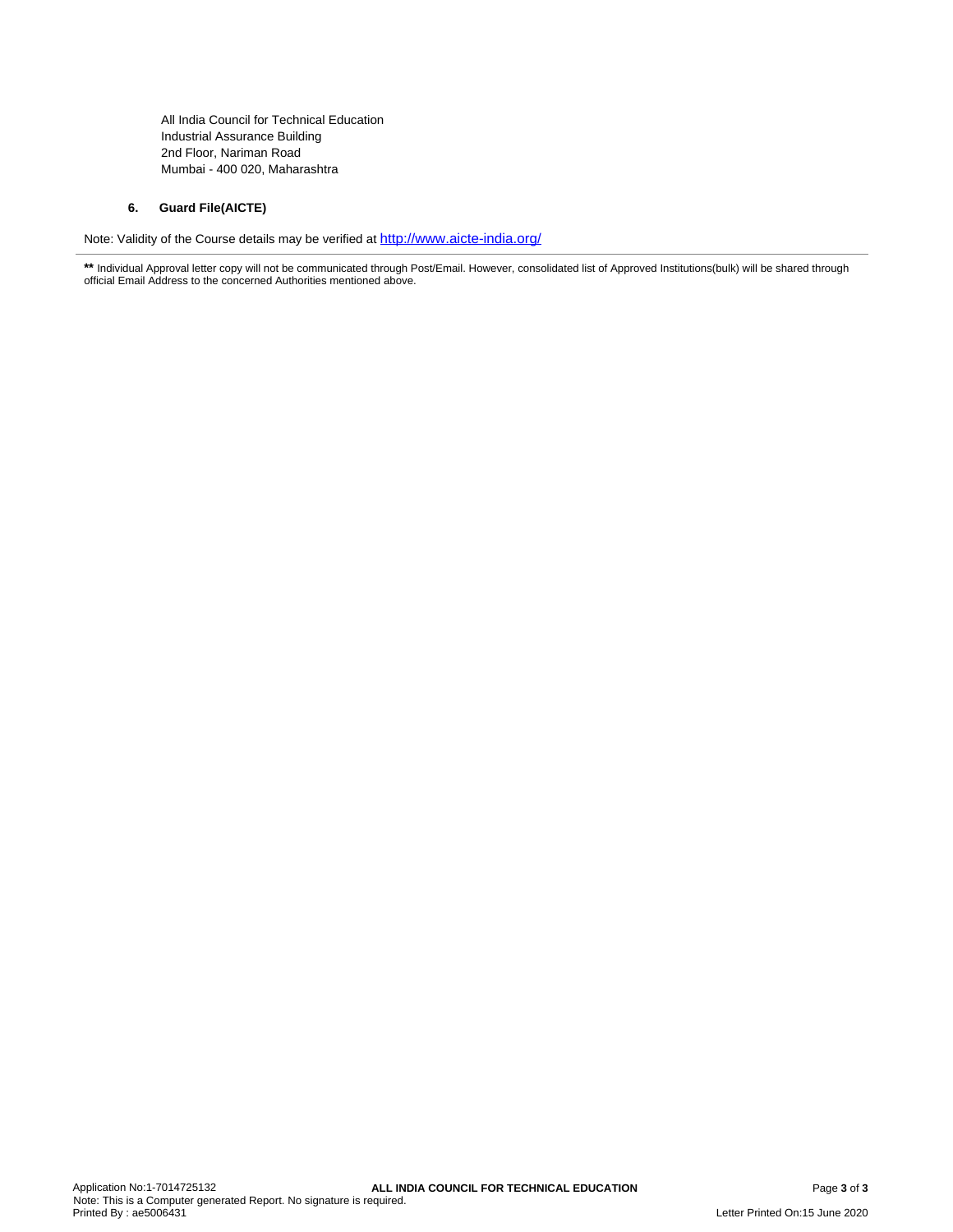All India Council for Technical Education
Industrial Assurance Building
2nd Floor, Nariman Road
Mumbai - 400 020, Maharashtra

6. **Guard File(AICTE)**

Note: Validity of the Course details may be verified at http://www.aicte-india.org/

---

**\*\*** Individual Approval letter copy will not be communicated through Post/Email. However, consolidated list of Approved Institutions(bulk) will be shared through official Email Address to the concerned Authorities mentioned above.

Application No:1-7014725132
Note: This is a Computer generated Report. No signature is required.
Printed By : ae5006431

**ALL INDIA COUNCIL FOR TECHNICAL EDUCATION**

Letter Printed On:15 June 2020